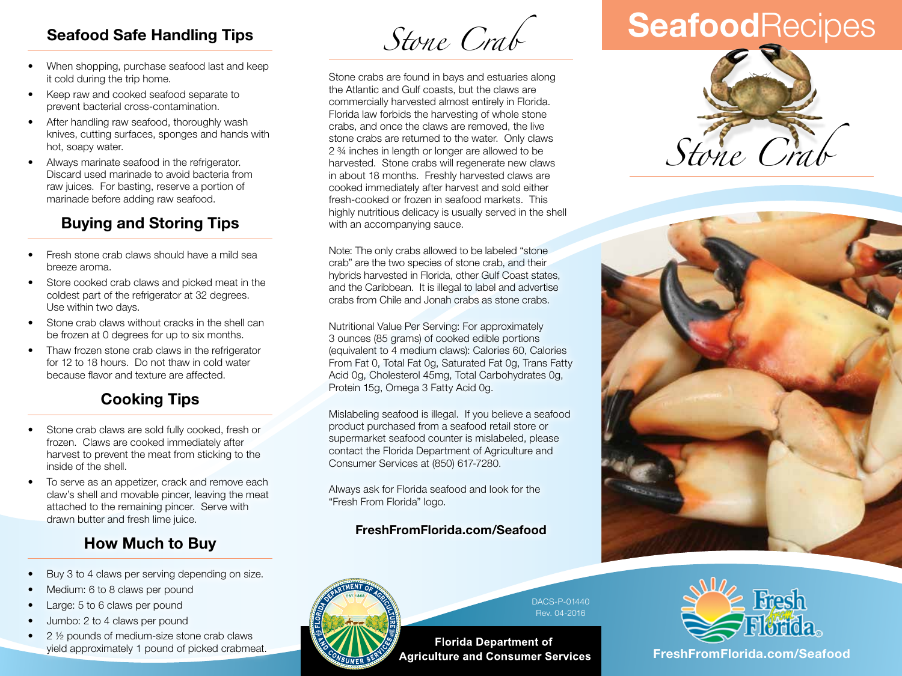## Seafood Safe Handling Tips

- When shopping, purchase seafood last and keep it cold during the trip home.
- Keep raw and cooked seafood separate to prevent bacterial cross-contamination.
- After handling raw seafood, thoroughly wash knives, cutting surfaces, sponges and hands with hot, soapy water.
- Always marinate seafood in the refrigerator. Discard used marinade to avoid bacteria from raw juices. For basting, reserve a portion of marinade before adding raw seafood.

## Buying and Storing Tips

- Fresh stone crab claws should have a mild sea breeze aroma.
- Store cooked crab claws and picked meat in the coldest part of the refrigerator at 32 degrees. Use within two days.
- Stone crab claws without cracks in the shell can be frozen at 0 degrees for up to six months.
- Thaw frozen stone crab claws in the refrigerator for 12 to 18 hours. Do not thaw in cold water because flavor and texture are affected.

## Cooking Tips

- Stone crab claws are sold fully cooked, fresh or frozen. Claws are cooked immediately after harvest to prevent the meat from sticking to the inside of the shell.
- To serve as an appetizer, crack and remove each claw's shell and movable pincer, leaving the meat attached to the remaining pincer. Serve with drawn butter and fresh lime juice.

## How Much to Buy

- Buy 3 to 4 claws per serving depending on size.
- Medium: 6 to 8 claws per pound
- Large: 5 to 6 claws per pound
- Jumbo: 2 to 4 claws per pound
- 2 ½ pounds of medium-size stone crab claws yield approximately 1 pound of picked crabmeat.

# *Stone Crab*

Stone crabs are found in bays and estuaries along the Atlantic and Gulf coasts, but the claws are commercially harvested almost entirely in Florida. Florida law forbids the harvesting of whole stone crabs, and once the claws are removed, the live stone crabs are returned to the water. Only claws 2 ¾ inches in length or longer are allowed to be harvested. Stone crabs will regenerate new claws in about 18 months. Freshly harvested claws are cooked immediately after harvest and sold either fresh-cooked or frozen in seafood markets. This highly nutritious delicacy is usually served in the shell with an accompanying sauce.

Note: The only crabs allowed to be labeled "stone crab" are the two species of stone crab, and their hybrids harvested in Florida, other Gulf Coast states, and the Caribbean. It is illegal to label and advertise crabs from Chile and Jonah crabs as stone crabs.

Nutritional Value Per Serving: For approximately 3 ounces (85 grams) of cooked edible portions (equivalent to 4 medium claws): Calories 60, Calories From Fat 0, Total Fat 0g, Saturated Fat 0g, Trans Fatty Acid 0g, Cholesterol 45mg, Total Carbohydrates 0g, Protein 15g, Omega 3 Fatty Acid 0g.

Mislabeling seafood is illegal. If you believe a seafood product purchased from a seafood retail store or supermarket seafood counter is mislabeled, please contact the Florida Department of Agriculture and Consumer Services at (850) 617-7280.

Always ask for Florida seafood and look for the "Fresh From Florida" logo.

**FreshFromFlorida.com/Seafood**

DACS-P-01440
Rev. 04-2016

**Florida Department of Agriculture and Consumer Services**

# **Seafood**Recipes

*Stone Crab*

**FreshFromFlorida.com/Seafood**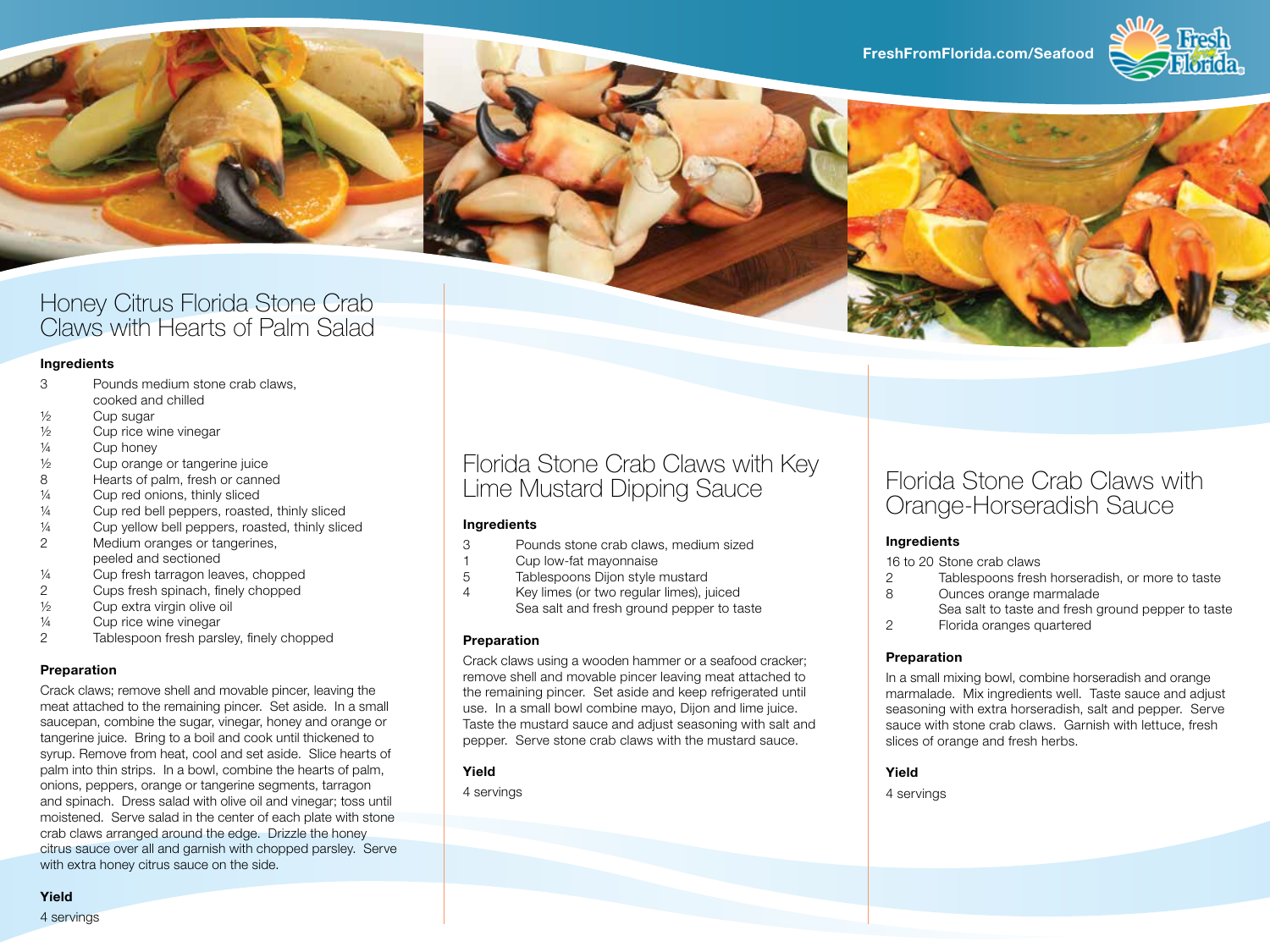FreshFromFlorida.com/Seafood

# Honey Citrus Florida Stone Crab Claws with Hearts of Palm Salad

### Ingredients

| | |
|---|---|
| 3 | Pounds medium stone crab claws, cooked and chilled |
| ½ | Cup sugar |
| ½ | Cup rice wine vinegar |
| ¼ | Cup honey |
| ½ | Cup orange or tangerine juice |
| 8 | Hearts of palm, fresh or canned |
| ¼ | Cup red onions, thinly sliced |
| ¼ | Cup red bell peppers, roasted, thinly sliced |
| ¼ | Cup yellow bell peppers, roasted, thinly sliced |
| 2 | Medium oranges or tangerines, peeled and sectioned |
| ¼ | Cup fresh tarragon leaves, chopped |
| 2 | Cups fresh spinach, finely chopped |
| ½ | Cup extra virgin olive oil |
| ¼ | Cup rice wine vinegar |
| 2 | Tablespoon fresh parsley, finely chopped |

### Preparation

Crack claws; remove shell and movable pincer, leaving the meat attached to the remaining pincer. Set aside. In a small saucepan, combine the sugar, vinegar, honey and orange or tangerine juice. Bring to a boil and cook until thickened to syrup. Remove from heat, cool and set aside. Slice hearts of palm into thin strips. In a bowl, combine the hearts of palm, onions, peppers, orange or tangerine segments, tarragon and spinach. Dress salad with olive oil and vinegar; toss until moistened. Serve salad in the center of each plate with stone crab claws arranged around the edge. Drizzle the honey citrus sauce over all and garnish with chopped parsley. Serve with extra honey citrus sauce on the side.

### Yield

4 servings

# Florida Stone Crab Claws with Key Lime Mustard Dipping Sauce

### Ingredients

| | |
|---|---|
| 3 | Pounds stone crab claws, medium sized |
| 1 | Cup low-fat mayonnaise |
| 5 | Tablespoons Dijon style mustard |
| 4 | Key limes (or two regular limes), juiced |
| | Sea salt and fresh ground pepper to taste |

### Preparation

Crack claws using a wooden hammer or a seafood cracker; remove shell and movable pincer leaving meat attached to the remaining pincer. Set aside and keep refrigerated until use. In a small bowl combine mayo, Dijon and lime juice. Taste the mustard sauce and adjust seasoning with salt and pepper. Serve stone crab claws with the mustard sauce.

### Yield

4 servings

# Florida Stone Crab Claws with Orange-Horseradish Sauce

### Ingredients

16 to 20 Stone crab claws

| | |
|---|---|
| 2 | Tablespoons fresh horseradish, or more to taste |
| 8 | Ounces orange marmalade |
| | Sea salt to taste and fresh ground pepper to taste |
| 2 | Florida oranges quartered |

### Preparation

In a small mixing bowl, combine horseradish and orange marmalade. Mix ingredients well. Taste sauce and adjust seasoning with extra horseradish, salt and pepper. Serve sauce with stone crab claws. Garnish with lettuce, fresh slices of orange and fresh herbs.

### Yield

4 servings